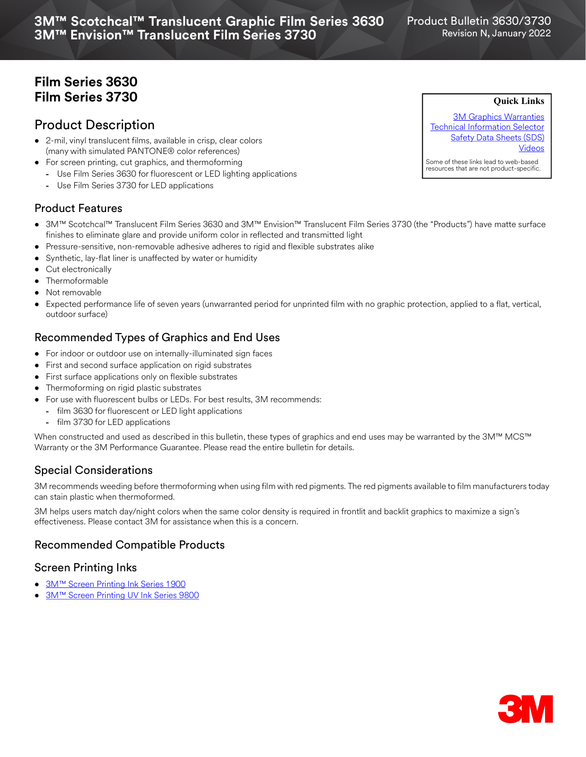# 3M™ Scotchcal™ Translucent Graphic Film Series 3630
# 3M™ Envision™ Translucent Film Series 3730

Product Bulletin 3630/3730
Revision N, January 2022

## Film Series 3630
## Film Series 3730

**Quick Links**

- 3M Graphics Warranties
- Technical Information Selector
- Safety Data Sheets (SDS)
- Videos

Some of these links lead to web-based resources that are not product-specific.

## Product Description

- 2-mil, vinyl translucent films, available in crisp, clear colors (many with simulated PANTONE® color references)
- For screen printing, cut graphics, and thermoforming
  - Use Film Series 3630 for fluorescent or LED lighting applications
  - Use Film Series 3730 for LED applications

## Product Features

- 3M™ Scotchcal™ Translucent Film Series 3630 and 3M™ Envision™ Translucent Film Series 3730 (the "Products") have matte surface finishes to eliminate glare and provide uniform color in reflected and transmitted light
- Pressure-sensitive, non-removable adhesive adheres to rigid and flexible substrates alike
- Synthetic, lay-flat liner is unaffected by water or humidity
- Cut electronically
- Thermoformable
- Not removable
- Expected performance life of seven years (unwarranted period for unprinted film with no graphic protection, applied to a flat, vertical, outdoor surface)

## Recommended Types of Graphics and End Uses

- For indoor or outdoor use on internally-illuminated sign faces
- First and second surface application on rigid substrates
- First surface applications only on flexible substrates
- Thermoforming on rigid plastic substrates
- For use with fluorescent bulbs or LEDs. For best results, 3M recommends:
  - film 3630 for fluorescent or LED light applications
  - film 3730 for LED applications

When constructed and used as described in this bulletin, these types of graphics and end uses may be warranted by the 3M™ MCS™ Warranty or the 3M Performance Guarantee. Please read the entire bulletin for details.

## Special Considerations

3M recommends weeding before thermoforming when using film with red pigments. The red pigments available to film manufacturers today can stain plastic when thermoformed.

3M helps users match day/night colors when the same color density is required in frontlit and backlit graphics to maximize a sign's effectiveness. Please contact 3M for assistance when this is a concern.

## Recommended Compatible Products

## Screen Printing Inks

- 3M™ Screen Printing Ink Series 1900
- 3M™ Screen Printing UV Ink Series 9800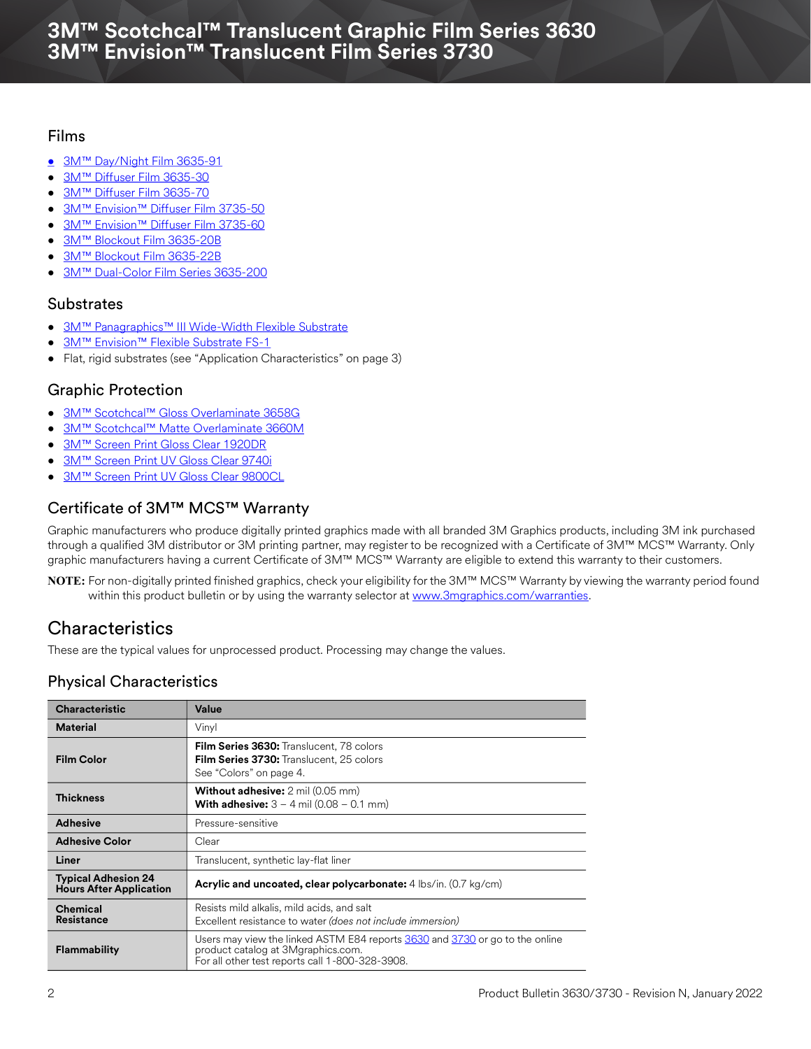## Films

- 3M™ Day/Night Film 3635-91
- 3M™ Diffuser Film 3635-30
- 3M™ Diffuser Film 3635-70
- 3M™ Envision™ Diffuser Film 3735-50
- 3M™ Envision™ Diffuser Film 3735-60
- 3M™ Blockout Film 3635-20B
- 3M™ Blockout Film 3635-22B
- 3M™ Dual-Color Film Series 3635-200

## Substrates

- 3M™ Panagraphics™ III Wide-Width Flexible Substrate
- 3M™ Envision™ Flexible Substrate FS-1
- Flat, rigid substrates (see "Application Characteristics" on page 3)

## Graphic Protection

- 3M™ Scotchcal™ Gloss Overlaminate 3658G
- 3M™ Scotchcal™ Matte Overlaminate 3660M
- 3M™ Screen Print Gloss Clear 1920DR
- 3M™ Screen Print UV Gloss Clear 9740i
- 3M™ Screen Print UV Gloss Clear 9800CL

## Certificate of 3M™ MCS™ Warranty

Graphic manufacturers who produce digitally printed graphics made with all branded 3M Graphics products, including 3M ink purchased through a qualified 3M distributor or 3M printing partner, may register to be recognized with a Certificate of 3M™ MCS™ Warranty. Only graphic manufacturers having a current Certificate of 3M™ MCS™ Warranty are eligible to extend this warranty to their customers.

**NOTE:** For non-digitally printed finished graphics, check your eligibility for the 3M™ MCS™ Warranty by viewing the warranty period found within this product bulletin or by using the warranty selector at www.3mgraphics.com/warranties.

# Characteristics

These are the typical values for unprocessed product. Processing may change the values.

## Physical Characteristics

| Characteristic | Value |
|---|---|
| Material | Vinyl |
| Film Color | **Film Series 3630:** Translucent, 78 colors<br>**Film Series 3730:** Translucent, 25 colors<br>See "Colors" on page 4. |
| Thickness | **Without adhesive:** 2 mil (0.05 mm)<br>**With adhesive:** 3 – 4 mil (0.08 – 0.1 mm) |
| Adhesive | Pressure-sensitive |
| Adhesive Color | Clear |
| Liner | Translucent, synthetic lay-flat liner |
| Typical Adhesion 24 Hours After Application | **Acrylic and uncoated, clear polycarbonate:** 4 lbs/in. (0.7 kg/cm) |
| Chemical Resistance | Resists mild alkalis, mild acids, and salt<br>Excellent resistance to water *(does not include immersion)* |
| Flammability | Users may view the linked ASTM E84 reports 3630 and 3730 or go to the online product catalog at 3Mgraphics.com.<br>For all other test reports call 1-800-328-3908. |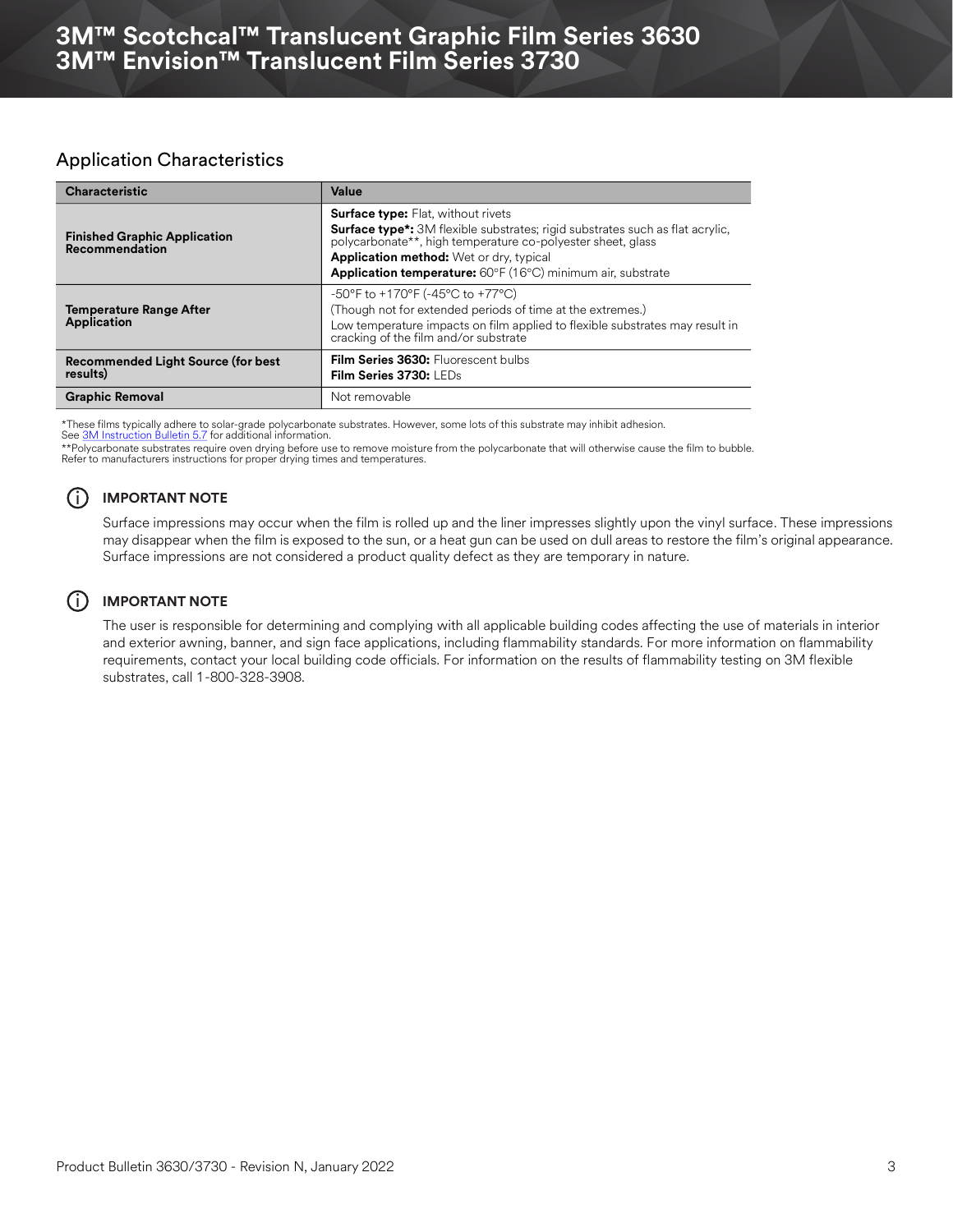## Application Characteristics

| Characteristic | Value |
| --- | --- |
| **Finished Graphic Application Recommendation** | **Surface type:** Flat, without rivets<br>**Surface type*:** 3M flexible substrates; rigid substrates such as flat acrylic, polycarbonate**, high temperature co-polyester sheet, glass<br>**Application method:** Wet or dry, typical<br>**Application temperature:** 60°F (16°C) minimum air, substrate |
| **Temperature Range After Application** | -50°F to +170°F (-45°C to +77°C)<br>(Though not for extended periods of time at the extremes.)<br>Low temperature impacts on film applied to flexible substrates may result in cracking of the film and/or substrate |
| **Recommended Light Source (for best results)** | **Film Series 3630:** Fluorescent bulbs<br>**Film Series 3730:** LEDs |
| **Graphic Removal** | Not removable |

*These films typically adhere to solar-grade polycarbonate substrates. However, some lots of this substrate may inhibit adhesion. See 3M Instruction Bulletin 5.7 for additional information.

**Polycarbonate substrates require oven drying before use to remove moisture from the polycarbonate that will otherwise cause the film to bubble. Refer to manufacturers instructions for proper drying times and temperatures.

### IMPORTANT NOTE

Surface impressions may occur when the film is rolled up and the liner impresses slightly upon the vinyl surface. These impressions may disappear when the film is exposed to the sun, or a heat gun can be used on dull areas to restore the film's original appearance. Surface impressions are not considered a product quality defect as they are temporary in nature.

### IMPORTANT NOTE

The user is responsible for determining and complying with all applicable building codes affecting the use of materials in interior and exterior awning, banner, and sign face applications, including flammability standards. For more information on flammability requirements, contact your local building code officials. For information on the results of flammability testing on 3M flexible substrates, call 1-800-328-3908.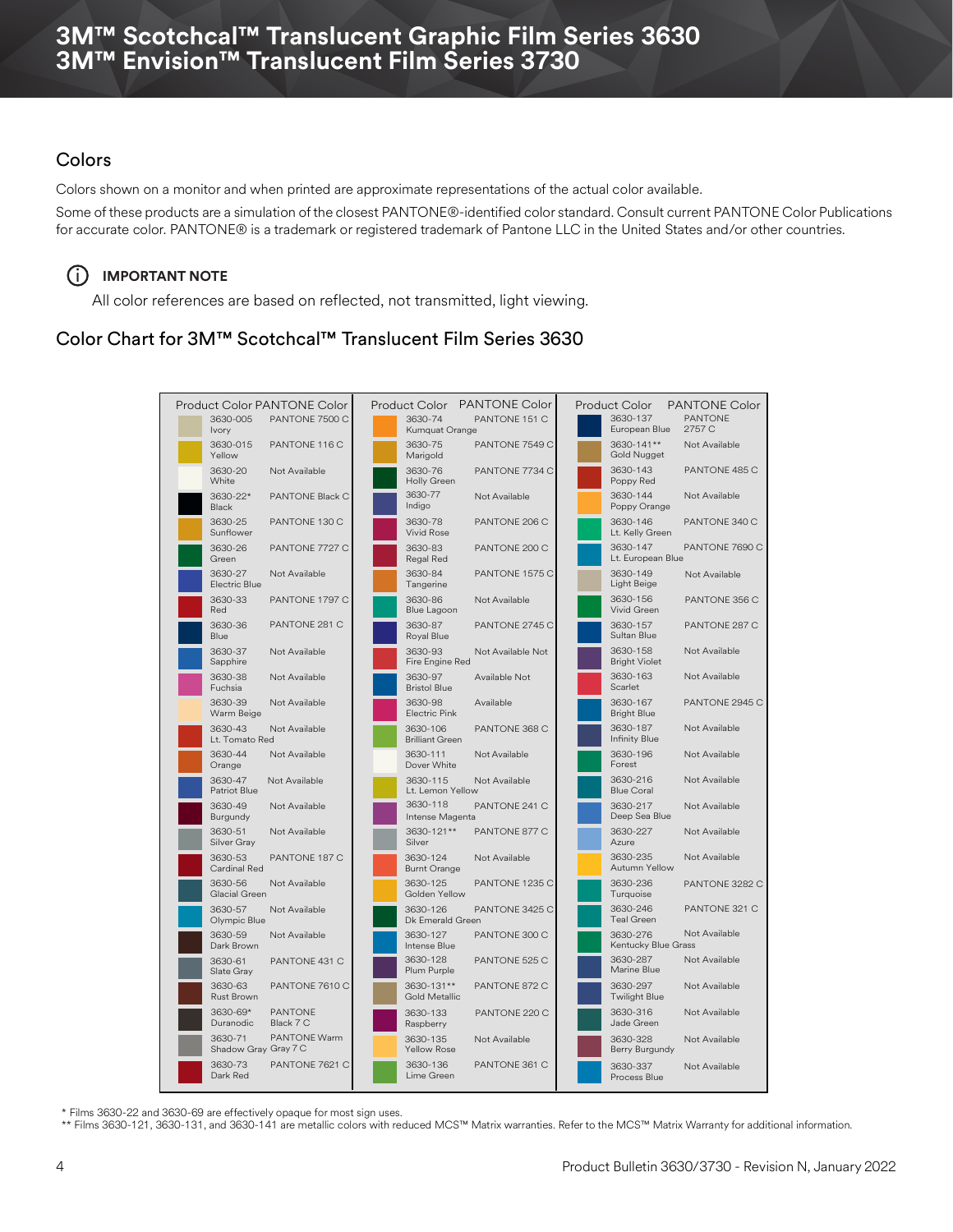## Colors

Colors shown on a monitor and when printed are approximate representations of the actual color available.

Some of these products are a simulation of the closest PANTONE®-identified color standard. Consult current PANTONE Color Publications for accurate color. PANTONE® is a trademark or registered trademark of Pantone LLC in the United States and/or other countries.

**IMPORTANT NOTE**

All color references are based on reflected, not transmitted, light viewing.

## Color Chart for 3M™ Scotchcal™ Translucent Film Series 3630

| Product Color | PANTONE Color |
|---|---|
| 3630-005 Ivory | PANTONE 7500 C |
| 3630-015 Yellow | PANTONE 116 C |
| 3630-20 White | Not Available |
| 3630-22* Black | PANTONE Black C |
| 3630-25 Sunflower | PANTONE 130 C |
| 3630-26 Green | PANTONE 7727 C |
| 3630-27 Electric Blue | Not Available |
| 3630-33 Red | PANTONE 1797 C |
| 3630-36 Blue | PANTONE 281 C |
| 3630-37 Sapphire | Not Available |
| 3630-38 Fuchsia | Not Available |
| 3630-39 Warm Beige | Not Available |
| 3630-43 Lt. Tomato Red | Not Available |
| 3630-44 Orange | Not Available |
| 3630-47 Patriot Blue | Not Available |
| 3630-49 Burgundy | Not Available |
| 3630-51 Silver Gray | Not Available |
| 3630-53 Cardinal Red | PANTONE 187 C |
| 3630-56 Glacial Green | Not Available |
| 3630-57 Olympic Blue | Not Available |
| 3630-59 Dark Brown | Not Available |
| 3630-61 Slate Gray | PANTONE 431 C |
| 3630-63 Rust Brown | PANTONE 7610 C |
| 3630-69* Duranodic | PANTONE Black 7 C |
| 3630-71 Shadow Gray | PANTONE Warm Gray 7 C |
| 3630-73 Dark Red | PANTONE 7621 C |
| 3630-74 Kumquat Orange | PANTONE 151 C |
| 3630-75 Marigold | PANTONE 7549 C |
| 3630-76 Holly Green | PANTONE 7734 C |
| 3630-77 Indigo | Not Available |
| 3630-78 Vivid Rose | PANTONE 206 C |
| 3630-83 Regal Red | PANTONE 200 C |
| 3630-84 Tangerine | PANTONE 1575 C |
| 3630-86 Blue Lagoon | Not Available |
| 3630-87 Royal Blue | PANTONE 2745 C |
| 3630-93 Fire Engine Red | Not Available Not |
| 3630-97 Bristol Blue | Available Not |
| 3630-98 Electric Pink | Available |
| 3630-106 Brilliant Green | PANTONE 368 C |
| 3630-111 Dover White | Not Available |
| 3630-115 Lt. Lemon Yellow | Not Available |
| 3630-118 Intense Magenta | PANTONE 241 C |
| 3630-121** Silver | PANTONE 877 C |
| 3630-124 Burnt Orange | Not Available |
| 3630-125 Golden Yellow | PANTONE 1235 C |
| 3630-126 Dk Emerald Green | PANTONE 3425 C |
| 3630-127 Intense Blue | PANTONE 300 C |
| 3630-128 Plum Purple | PANTONE 525 C |
| 3630-131** Gold Metallic | PANTONE 872 C |
| 3630-133 Raspberry | PANTONE 220 C |
| 3630-135 Yellow Rose | Not Available |
| 3630-136 Lime Green | PANTONE 361 C |
| 3630-137 European Blue | PANTONE 2757 C |
| 3630-141** Gold Nugget | Not Available |
| 3630-143 Poppy Red | PANTONE 485 C |
| 3630-144 Poppy Orange | Not Available |
| 3630-146 Lt. Kelly Green | PANTONE 340 C |
| 3630-147 Lt. European Blue | PANTONE 7690 C |
| 3630-149 Light Beige | Not Available |
| 3630-156 Vivid Green | PANTONE 356 C |
| 3630-157 Sultan Blue | PANTONE 287 C |
| 3630-158 Bright Violet | Not Available |
| 3630-163 Scarlet | Not Available |
| 3630-167 Bright Blue | PANTONE 2945 C |
| 3630-187 Infinity Blue | Not Available |
| 3630-196 Forest | Not Available |
| 3630-216 Blue Coral | Not Available |
| 3630-217 Deep Sea Blue | Not Available |
| 3630-227 Azure | Not Available |
| 3630-235 Autumn Yellow | Not Available |
| 3630-236 Turquoise | PANTONE 3282 C |
| 3630-246 Teal Green | PANTONE 321 C |
| 3630-276 Kentucky Blue Grass | Not Available |
| 3630-287 Marine Blue | Not Available |
| 3630-297 Twilight Blue | Not Available |
| 3630-316 Jade Green | Not Available |
| 3630-328 Berry Burgundy | Not Available |
| 3630-337 Process Blue | Not Available |

* Films 3630-22 and 3630-69 are effectively opaque for most sign uses.
** Films 3630-121, 3630-131, and 3630-141 are metallic colors with reduced MCS™ Matrix warranties. Refer to the MCS™ Matrix Warranty for additional information.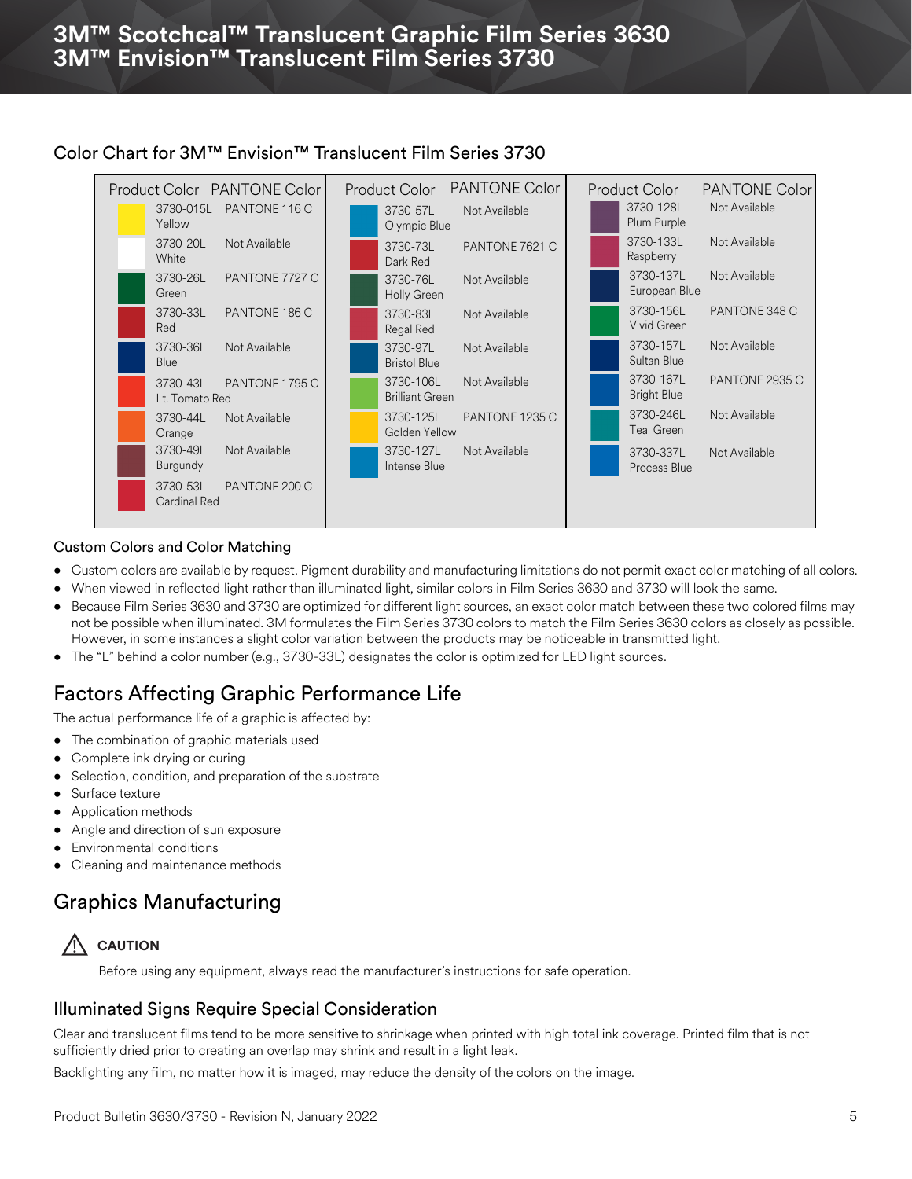## Color Chart for 3M™ Envision™ Translucent Film Series 3730

| Product Color | PANTONE Color | Product Color | PANTONE Color | Product Color | PANTONE Color |
|---|---|---|---|---|---|
| 3730-015L Yellow | PANTONE 116 C | 3730-57L Olympic Blue | Not Available | 3730-128L Plum Purple | Not Available |
| 3730-20L White | Not Available | 3730-73L Dark Red | PANTONE 7621 C | 3730-133L Raspberry | Not Available |
| 3730-26L Green | PANTONE 7727 C | 3730-76L Holly Green | Not Available | 3730-137L European Blue | Not Available |
| 3730-33L Red | PANTONE 186 C | 3730-83L Regal Red | Not Available | 3730-156L Vivid Green | PANTONE 348 C |
| 3730-36L Blue | Not Available | 3730-97L Bristol Blue | Not Available | 3730-157L Sultan Blue | Not Available |
| 3730-43L Lt. Tomato Red | PANTONE 1795 C | 3730-106L Brilliant Green | Not Available | 3730-167L Bright Blue | PANTONE 2935 C |
| 3730-44L Orange | Not Available | 3730-125L Golden Yellow | PANTONE 1235 C | 3730-246L Teal Green | Not Available |
| 3730-49L Burgundy | Not Available | 3730-127L Intense Blue | Not Available | 3730-337L Process Blue | Not Available |
| 3730-53L Cardinal Red | PANTONE 200 C | | | | |

### Custom Colors and Color Matching

- Custom colors are available by request. Pigment durability and manufacturing limitations do not permit exact color matching of all colors.
- When viewed in reflected light rather than illuminated light, similar colors in Film Series 3630 and 3730 will look the same.
- Because Film Series 3630 and 3730 are optimized for different light sources, an exact color match between these two colored films may not be possible when illuminated. 3M formulates the Film Series 3730 colors to match the Film Series 3630 colors as closely as possible. However, in some instances a slight color variation between the products may be noticeable in transmitted light.
- The "L" behind a color number (e.g., 3730-33L) designates the color is optimized for LED light sources.

## Factors Affecting Graphic Performance Life

The actual performance life of a graphic is affected by:

- The combination of graphic materials used
- Complete ink drying or curing
- Selection, condition, and preparation of the substrate
- Surface texture
- Application methods
- Angle and direction of sun exposure
- Environmental conditions
- Cleaning and maintenance methods

## Graphics Manufacturing

⚠ **CAUTION**

Before using any equipment, always read the manufacturer's instructions for safe operation.

### Illuminated Signs Require Special Consideration

Clear and translucent films tend to be more sensitive to shrinkage when printed with high total ink coverage. Printed film that is not sufficiently dried prior to creating an overlap may shrink and result in a light leak.

Backlighting any film, no matter how it is imaged, may reduce the density of the colors on the image.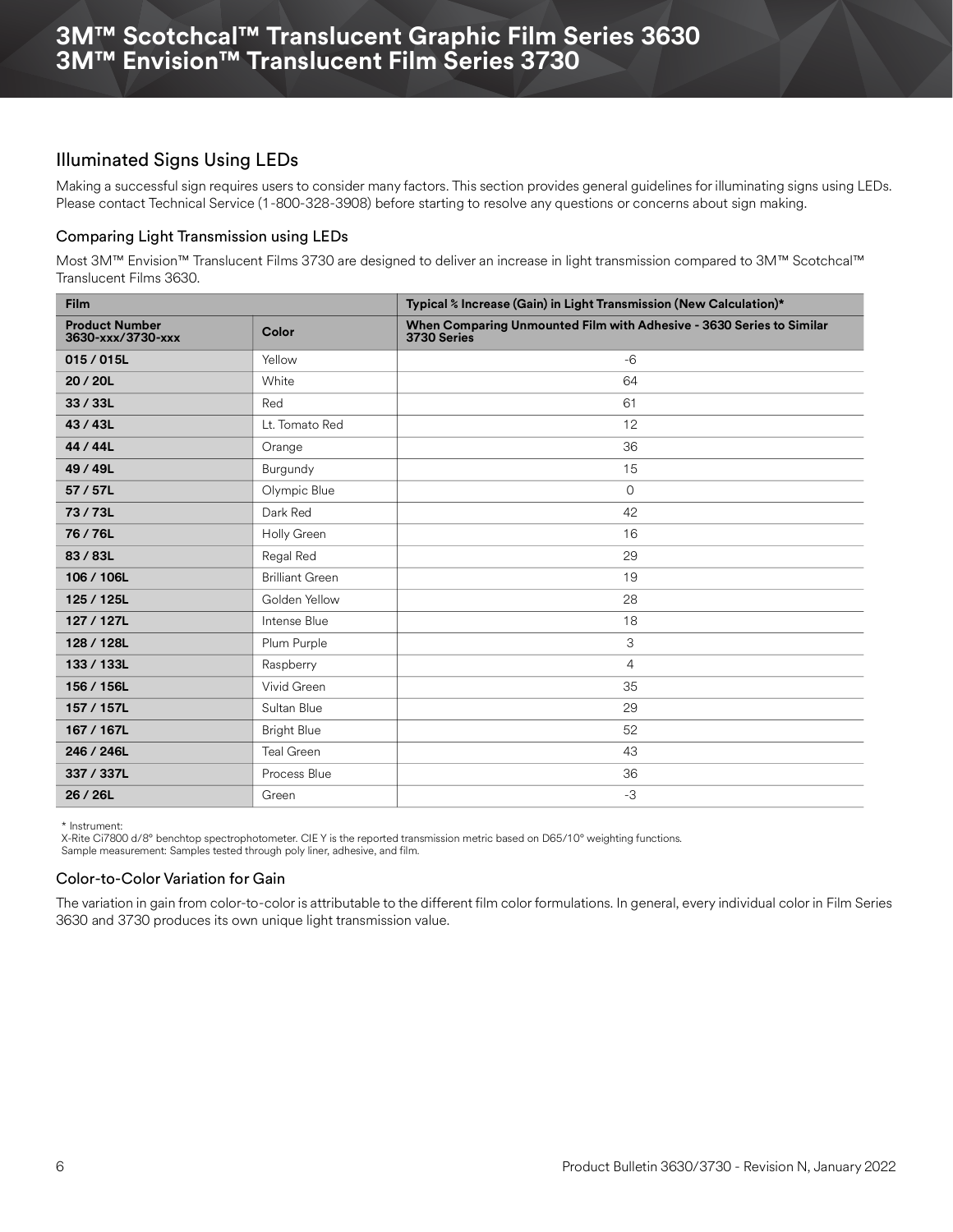# 3M™ Scotchcal™ Translucent Graphic Film Series 3630
# 3M™ Envision™ Translucent Film Series 3730

## Illuminated Signs Using LEDs

Making a successful sign requires users to consider many factors. This section provides general guidelines for illuminating signs using LEDs. Please contact Technical Service (1-800-328-3908) before starting to resolve any questions or concerns about sign making.

### Comparing Light Transmission using LEDs

Most 3M™ Envision™ Translucent Films 3730 are designed to deliver an increase in light transmission compared to 3M™ Scotchcal™ Translucent Films 3630.

| Film | | Typical % Increase (Gain) in Light Transmission (New Calculation)* |
| --- | --- | --- |
| **Product Number 3630-xxx/3730-xxx** | **Color** | **When Comparing Unmounted Film with Adhesive - 3630 Series to Similar 3730 Series** |
| **015 / 015L** | Yellow | -6 |
| **20 / 20L** | White | 64 |
| **33 / 33L** | Red | 61 |
| **43 / 43L** | Lt. Tomato Red | 12 |
| **44 / 44L** | Orange | 36 |
| **49 / 49L** | Burgundy | 15 |
| **57 / 57L** | Olympic Blue | 0 |
| **73 / 73L** | Dark Red | 42 |
| **76 / 76L** | Holly Green | 16 |
| **83 / 83L** | Regal Red | 29 |
| **106 / 106L** | Brilliant Green | 19 |
| **125 / 125L** | Golden Yellow | 28 |
| **127 / 127L** | Intense Blue | 18 |
| **128 / 128L** | Plum Purple | 3 |
| **133 / 133L** | Raspberry | 4 |
| **156 / 156L** | Vivid Green | 35 |
| **157 / 157L** | Sultan Blue | 29 |
| **167 / 167L** | Bright Blue | 52 |
| **246 / 246L** | Teal Green | 43 |
| **337 / 337L** | Process Blue | 36 |
| **26 / 26L** | Green | -3 |

\* Instrument:
X-Rite Ci7800 d/8° benchtop spectrophotometer. CIE Y is the reported transmission metric based on D65/10° weighting functions.
Sample measurement: Samples tested through poly liner, adhesive, and film.

### Color-to-Color Variation for Gain

The variation in gain from color-to-color is attributable to the different film color formulations. In general, every individual color in Film Series 3630 and 3730 produces its own unique light transmission value.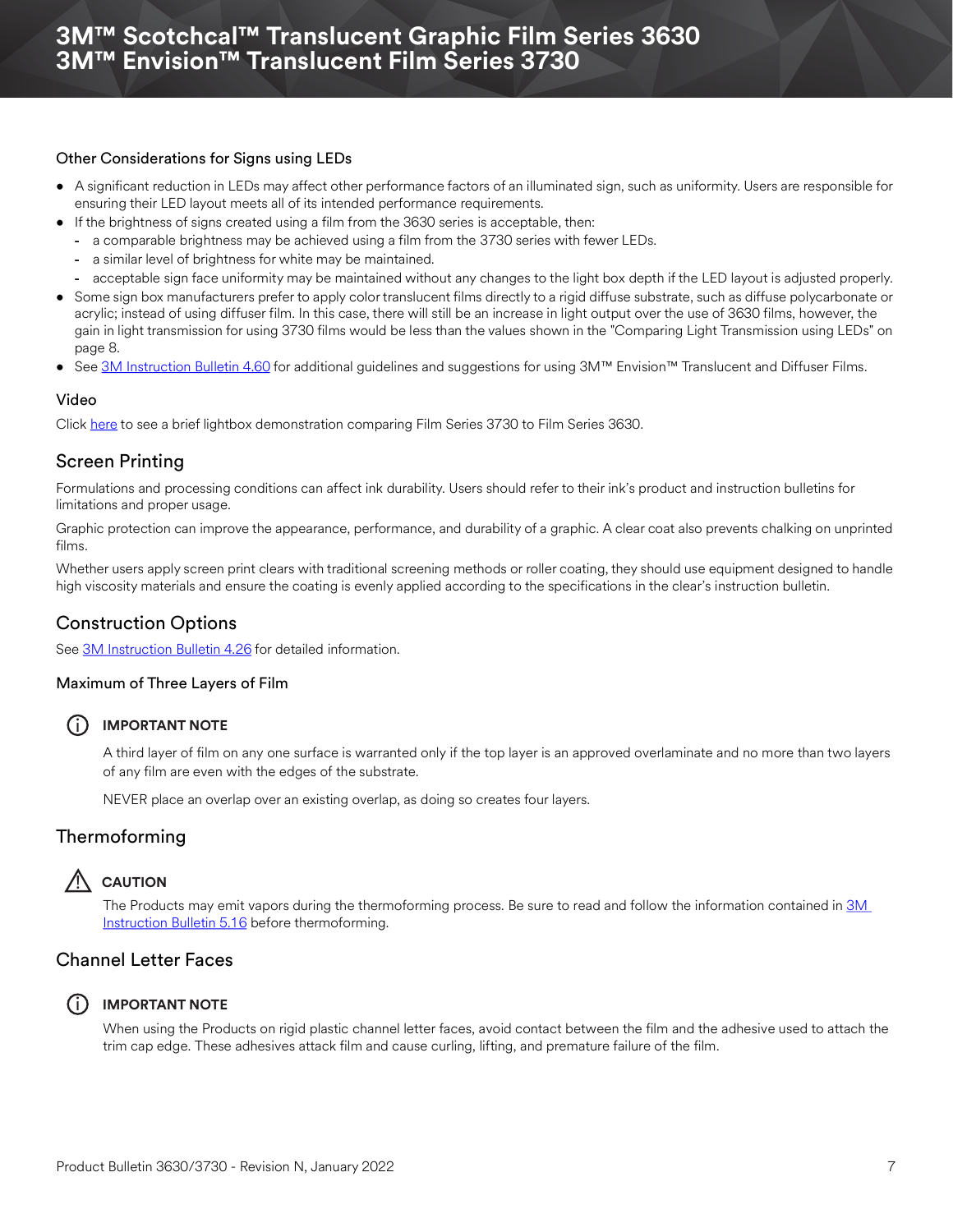### Other Considerations for Signs using LEDs

- A significant reduction in LEDs may affect other performance factors of an illuminated sign, such as uniformity. Users are responsible for ensuring their LED layout meets all of its intended performance requirements.
- If the brightness of signs created using a film from the 3630 series is acceptable, then:
  - a comparable brightness may be achieved using a film from the 3730 series with fewer LEDs.
  - a similar level of brightness for white may be maintained.
  - acceptable sign face uniformity may be maintained without any changes to the light box depth if the LED layout is adjusted properly.
- Some sign box manufacturers prefer to apply color translucent films directly to a rigid diffuse substrate, such as diffuse polycarbonate or acrylic; instead of using diffuser film. In this case, there will still be an increase in light output over the use of 3630 films, however, the gain in light transmission for using 3730 films would be less than the values shown in the "Comparing Light Transmission using LEDs" on page 8.
- See 3M Instruction Bulletin 4.60 for additional guidelines and suggestions for using 3M™ Envision™ Translucent and Diffuser Films.

### Video

Click here to see a brief lightbox demonstration comparing Film Series 3730 to Film Series 3630.

## Screen Printing

Formulations and processing conditions can affect ink durability. Users should refer to their ink's product and instruction bulletins for limitations and proper usage.

Graphic protection can improve the appearance, performance, and durability of a graphic. A clear coat also prevents chalking on unprinted films.

Whether users apply screen print clears with traditional screening methods or roller coating, they should use equipment designed to handle high viscosity materials and ensure the coating is evenly applied according to the specifications in the clear's instruction bulletin.

## Construction Options

See 3M Instruction Bulletin 4.26 for detailed information.

### Maximum of Three Layers of Film

**IMPORTANT NOTE**

A third layer of film on any one surface is warranted only if the top layer is an approved overlaminate and no more than two layers of any film are even with the edges of the substrate.

NEVER place an overlap over an existing overlap, as doing so creates four layers.

## Thermoforming

**CAUTION**

The Products may emit vapors during the thermoforming process. Be sure to read and follow the information contained in 3M Instruction Bulletin 5.16 before thermoforming.

## Channel Letter Faces

**IMPORTANT NOTE**

When using the Products on rigid plastic channel letter faces, avoid contact between the film and the adhesive used to attach the trim cap edge. These adhesives attack film and cause curling, lifting, and premature failure of the film.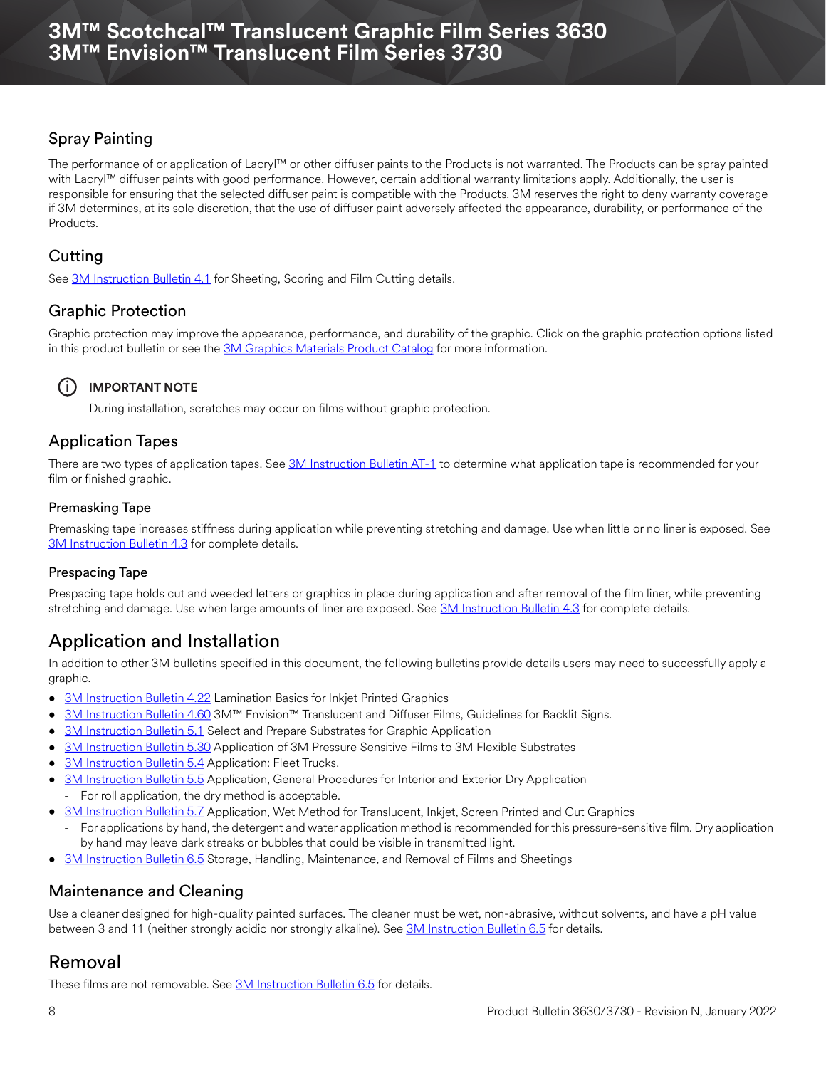## Spray Painting

The performance of or application of Lacryl™ or other diffuser paints to the Products is not warranted. The Products can be spray painted with Lacryl™ diffuser paints with good performance. However, certain additional warranty limitations apply. Additionally, the user is responsible for ensuring that the selected diffuser paint is compatible with the Products. 3M reserves the right to deny warranty coverage if 3M determines, at its sole discretion, that the use of diffuser paint adversely affected the appearance, durability, or performance of the Products.

## Cutting

See 3M Instruction Bulletin 4.1 for Sheeting, Scoring and Film Cutting details.

## Graphic Protection

Graphic protection may improve the appearance, performance, and durability of the graphic. Click on the graphic protection options listed in this product bulletin or see the 3M Graphics Materials Product Catalog for more information.

**IMPORTANT NOTE**

During installation, scratches may occur on films without graphic protection.

## Application Tapes

There are two types of application tapes. See 3M Instruction Bulletin AT-1 to determine what application tape is recommended for your film or finished graphic.

### Premasking Tape

Premasking tape increases stiffness during application while preventing stretching and damage. Use when little or no liner is exposed. See 3M Instruction Bulletin 4.3 for complete details.

### Prespacing Tape

Prespacing tape holds cut and weeded letters or graphics in place during application and after removal of the film liner, while preventing stretching and damage. Use when large amounts of liner are exposed. See 3M Instruction Bulletin 4.3 for complete details.

# Application and Installation

In addition to other 3M bulletins specified in this document, the following bulletins provide details users may need to successfully apply a graphic.

- 3M Instruction Bulletin 4.22 Lamination Basics for Inkjet Printed Graphics
- 3M Instruction Bulletin 4.60 3M™ Envision™ Translucent and Diffuser Films, Guidelines for Backlit Signs.
- 3M Instruction Bulletin 5.1 Select and Prepare Substrates for Graphic Application
- 3M Instruction Bulletin 5.30 Application of 3M Pressure Sensitive Films to 3M Flexible Substrates
- 3M Instruction Bulletin 5.4 Application: Fleet Trucks.
- 3M Instruction Bulletin 5.5 Application, General Procedures for Interior and Exterior Dry Application
  - For roll application, the dry method is acceptable.
- 3M Instruction Bulletin 5.7 Application, Wet Method for Translucent, Inkjet, Screen Printed and Cut Graphics
  - For applications by hand, the detergent and water application method is recommended for this pressure-sensitive film. Dry application by hand may leave dark streaks or bubbles that could be visible in transmitted light.
- 3M Instruction Bulletin 6.5 Storage, Handling, Maintenance, and Removal of Films and Sheetings

## Maintenance and Cleaning

Use a cleaner designed for high-quality painted surfaces. The cleaner must be wet, non-abrasive, without solvents, and have a pH value between 3 and 11 (neither strongly acidic nor strongly alkaline). See 3M Instruction Bulletin 6.5 for details.

# Removal

These films are not removable. See 3M Instruction Bulletin 6.5 for details.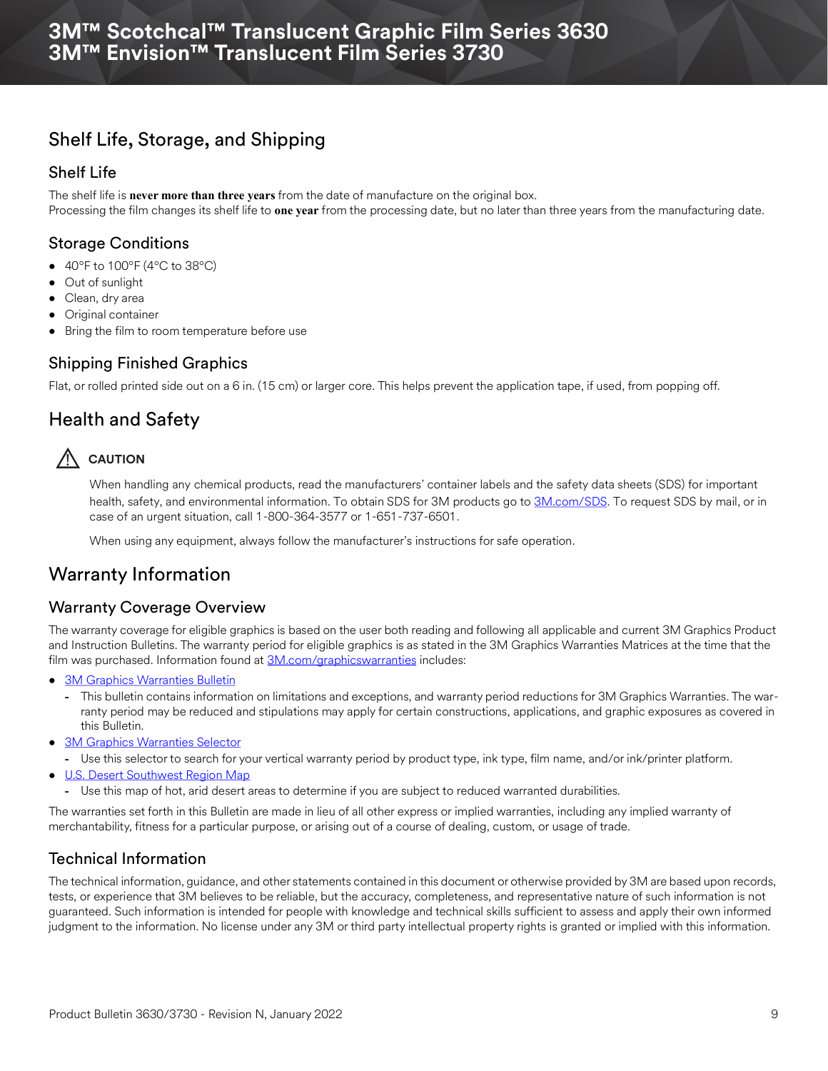## Shelf Life, Storage, and Shipping

### Shelf Life

The shelf life is **never more than three years** from the date of manufacture on the original box.
Processing the film changes its shelf life to **one year** from the processing date, but no later than three years from the manufacturing date.

### Storage Conditions

- 40°F to 100°F (4°C to 38°C)
- Out of sunlight
- Clean, dry area
- Original container
- Bring the film to room temperature before use

### Shipping Finished Graphics

Flat, or rolled printed side out on a 6 in. (15 cm) or larger core. This helps prevent the application tape, if used, from popping off.

## Health and Safety

⚠ **CAUTION**

When handling any chemical products, read the manufacturers' container labels and the safety data sheets (SDS) for important health, safety, and environmental information. To obtain SDS for 3M products go to [3M.com/SDS](3M.com/SDS). To request SDS by mail, or in case of an urgent situation, call 1-800-364-3577 or 1-651-737-6501.

When using any equipment, always follow the manufacturer's instructions for safe operation.

## Warranty Information

### Warranty Coverage Overview

The warranty coverage for eligible graphics is based on the user both reading and following all applicable and current 3M Graphics Product and Instruction Bulletins. The warranty period for eligible graphics is as stated in the 3M Graphics Warranties Matrices at the time that the film was purchased. Information found at [3M.com/graphicswarranties](3M.com/graphicswarranties) includes:

- [3M Graphics Warranties Bulletin](3M Graphics Warranties Bulletin)
  - This bulletin contains information on limitations and exceptions, and warranty period reductions for 3M Graphics Warranties. The warranty period may be reduced and stipulations may apply for certain constructions, applications, and graphic exposures as covered in this Bulletin.
- [3M Graphics Warranties Selector](3M Graphics Warranties Selector)
  - Use this selector to search for your vertical warranty period by product type, ink type, film name, and/or ink/printer platform.
- [U.S. Desert Southwest Region Map](U.S. Desert Southwest Region Map)
  - Use this map of hot, arid desert areas to determine if you are subject to reduced warranted durabilities.

The warranties set forth in this Bulletin are made in lieu of all other express or implied warranties, including any implied warranty of merchantability, fitness for a particular purpose, or arising out of a course of dealing, custom, or usage of trade.

### Technical Information

The technical information, guidance, and other statements contained in this document or otherwise provided by 3M are based upon records, tests, or experience that 3M believes to be reliable, but the accuracy, completeness, and representative nature of such information is not guaranteed. Such information is intended for people with knowledge and technical skills sufficient to assess and apply their own informed judgment to the information. No license under any 3M or third party intellectual property rights is granted or implied with this information.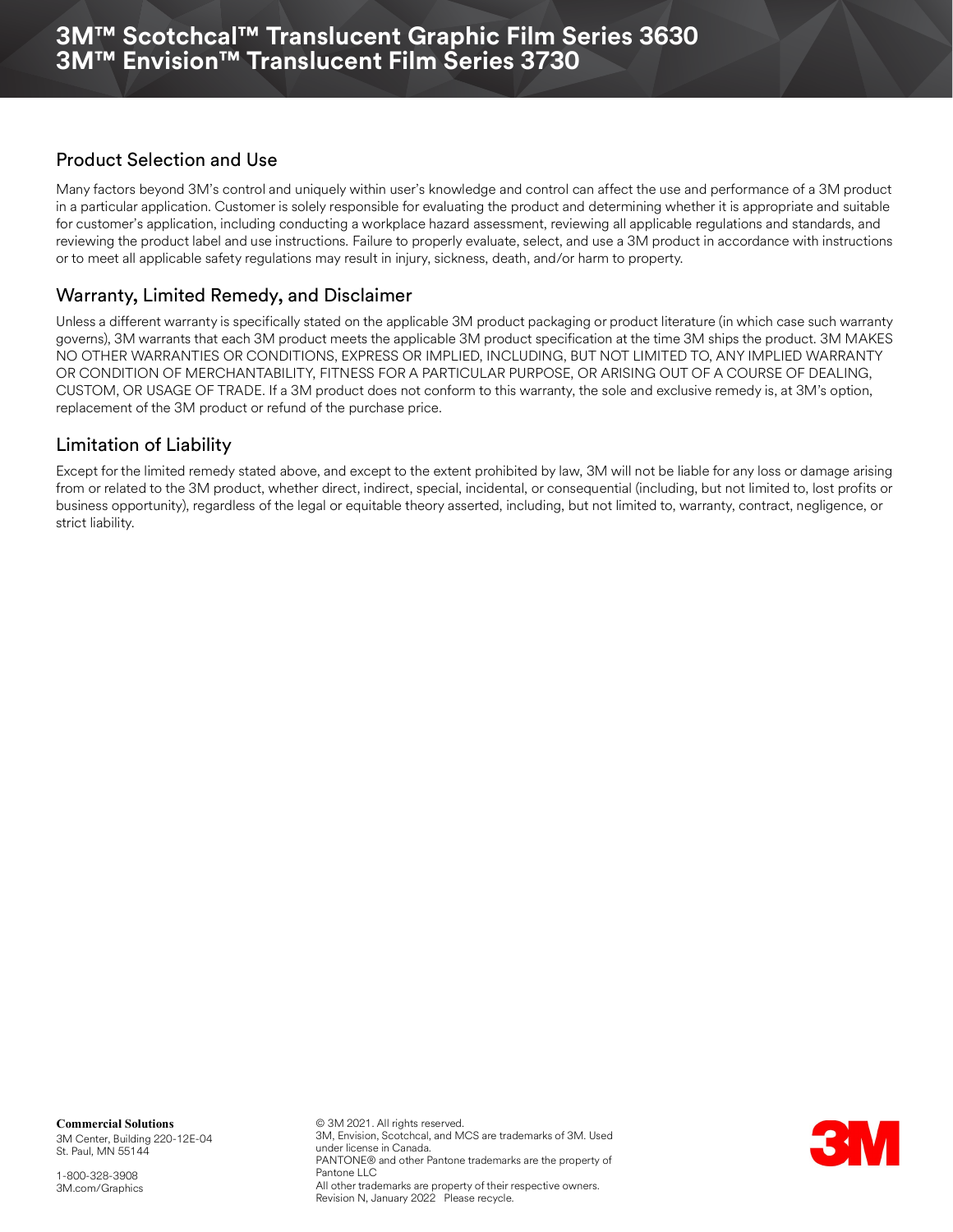## Product Selection and Use

Many factors beyond 3M's control and uniquely within user's knowledge and control can affect the use and performance of a 3M product in a particular application. Customer is solely responsible for evaluating the product and determining whether it is appropriate and suitable for customer's application, including conducting a workplace hazard assessment, reviewing all applicable regulations and standards, and reviewing the product label and use instructions. Failure to properly evaluate, select, and use a 3M product in accordance with instructions or to meet all applicable safety regulations may result in injury, sickness, death, and/or harm to property.

## Warranty, Limited Remedy, and Disclaimer

Unless a different warranty is specifically stated on the applicable 3M product packaging or product literature (in which case such warranty governs), 3M warrants that each 3M product meets the applicable 3M product specification at the time 3M ships the product. 3M MAKES NO OTHER WARRANTIES OR CONDITIONS, EXPRESS OR IMPLIED, INCLUDING, BUT NOT LIMITED TO, ANY IMPLIED WARRANTY OR CONDITION OF MERCHANTABILITY, FITNESS FOR A PARTICULAR PURPOSE, OR ARISING OUT OF A COURSE OF DEALING, CUSTOM, OR USAGE OF TRADE. If a 3M product does not conform to this warranty, the sole and exclusive remedy is, at 3M's option, replacement of the 3M product or refund of the purchase price.

## Limitation of Liability

Except for the limited remedy stated above, and except to the extent prohibited by law, 3M will not be liable for any loss or damage arising from or related to the 3M product, whether direct, indirect, special, incidental, or consequential (including, but not limited to, lost profits or business opportunity), regardless of the legal or equitable theory asserted, including, but not limited to, warranty, contract, negligence, or strict liability.

**Commercial Solutions**
3M Center, Building 220-12E-04
St. Paul, MN 55144

1-800-328-3908
3M.com/Graphics

© 3M 2021. All rights reserved.
3M, Envision, Scotchcal, and MCS are trademarks of 3M. Used under license in Canada.
PANTONE® and other Pantone trademarks are the property of Pantone LLC
All other trademarks are property of their respective owners.
Revision N, January 2022 Please recycle.